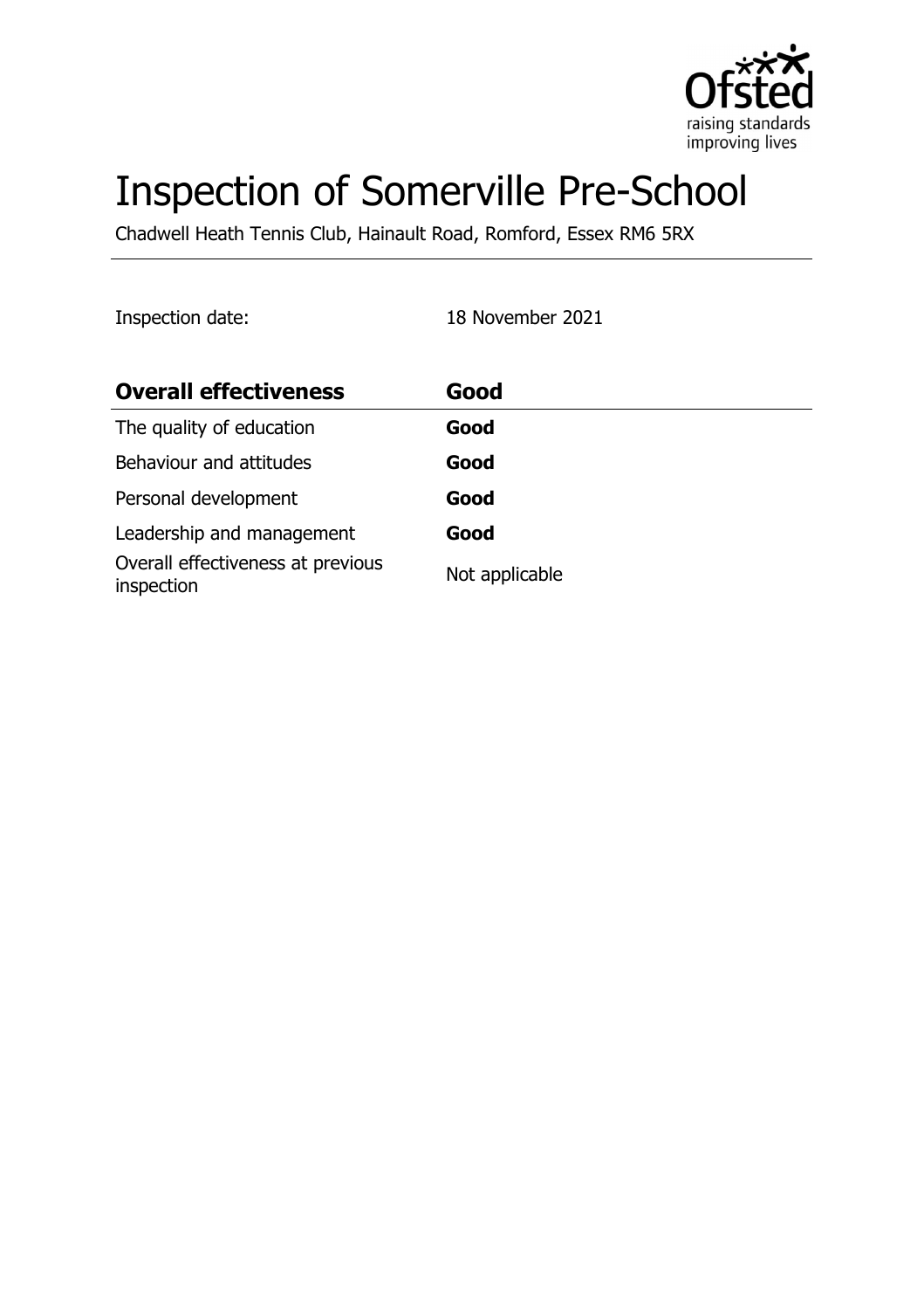# Inspection of Somerville Pre-School

Chadwell Heath Tennis Club, Hainault Road, Romford, Essex RM6 5RX

Inspection date: 18 November 2021

| **Overall effectiveness** | **Good** |
|---|---|
| The quality of education | **Good** |
| Behaviour and attitudes | **Good** |
| Personal development | **Good** |
| Leadership and management | **Good** |
| Overall effectiveness at previous inspection | Not applicable |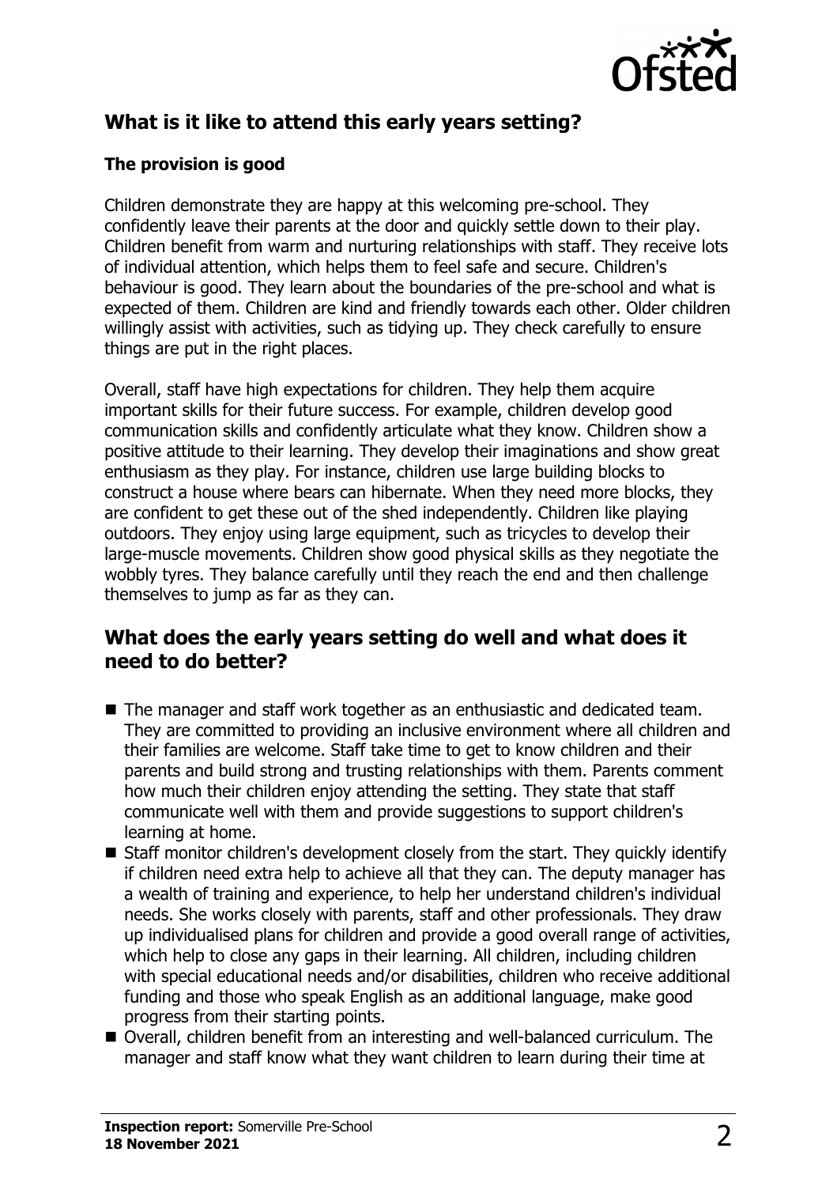## What is it like to attend this early years setting?

### The provision is good

Children demonstrate they are happy at this welcoming pre-school. They confidently leave their parents at the door and quickly settle down to their play. Children benefit from warm and nurturing relationships with staff. They receive lots of individual attention, which helps them to feel safe and secure. Children's behaviour is good. They learn about the boundaries of the pre-school and what is expected of them. Children are kind and friendly towards each other. Older children willingly assist with activities, such as tidying up. They check carefully to ensure things are put in the right places.

Overall, staff have high expectations for children. They help them acquire important skills for their future success. For example, children develop good communication skills and confidently articulate what they know. Children show a positive attitude to their learning. They develop their imaginations and show great enthusiasm as they play. For instance, children use large building blocks to construct a house where bears can hibernate. When they need more blocks, they are confident to get these out of the shed independently. Children like playing outdoors. They enjoy using large equipment, such as tricycles to develop their large-muscle movements. Children show good physical skills as they negotiate the wobbly tyres. They balance carefully until they reach the end and then challenge themselves to jump as far as they can.

## What does the early years setting do well and what does it need to do better?

- The manager and staff work together as an enthusiastic and dedicated team. They are committed to providing an inclusive environment where all children and their families are welcome. Staff take time to get to know children and their parents and build strong and trusting relationships with them. Parents comment how much their children enjoy attending the setting. They state that staff communicate well with them and provide suggestions to support children's learning at home.
- Staff monitor children's development closely from the start. They quickly identify if children need extra help to achieve all that they can. The deputy manager has a wealth of training and experience, to help her understand children's individual needs. She works closely with parents, staff and other professionals. They draw up individualised plans for children and provide a good overall range of activities, which help to close any gaps in their learning. All children, including children with special educational needs and/or disabilities, children who receive additional funding and those who speak English as an additional language, make good progress from their starting points.
- Overall, children benefit from an interesting and well-balanced curriculum. The manager and staff know what they want children to learn during their time at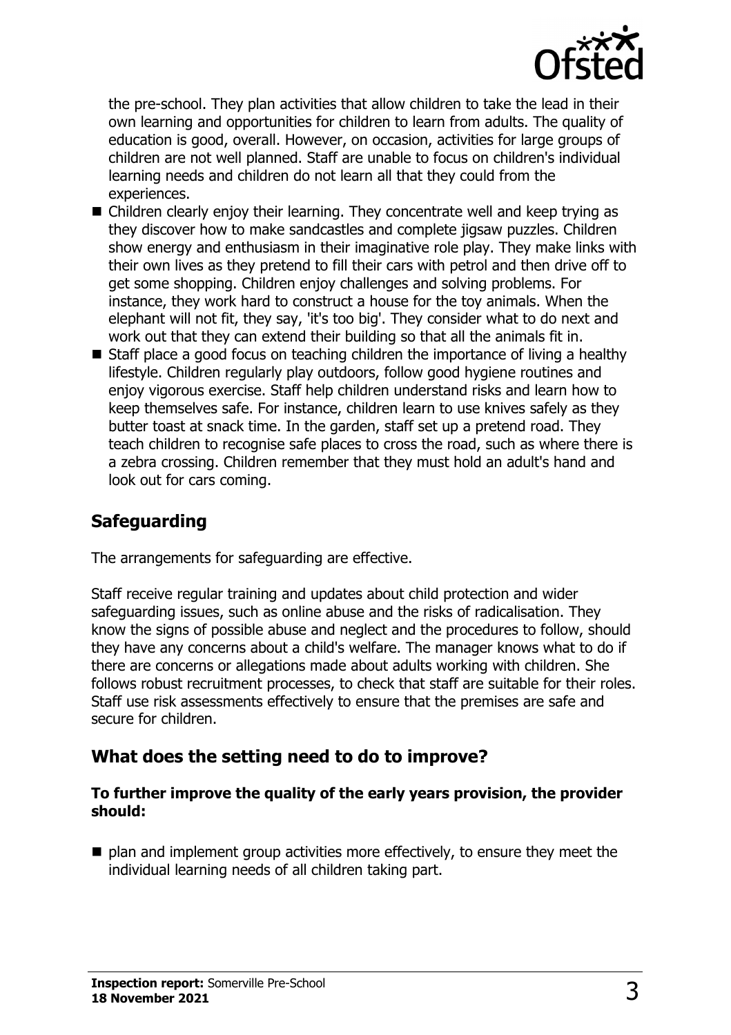the pre-school. They plan activities that allow children to take the lead in their own learning and opportunities for children to learn from adults. The quality of education is good, overall. However, on occasion, activities for large groups of children are not well planned. Staff are unable to focus on children's individual learning needs and children do not learn all that they could from the experiences.

- Children clearly enjoy their learning. They concentrate well and keep trying as they discover how to make sandcastles and complete jigsaw puzzles. Children show energy and enthusiasm in their imaginative role play. They make links with their own lives as they pretend to fill their cars with petrol and then drive off to get some shopping. Children enjoy challenges and solving problems. For instance, they work hard to construct a house for the toy animals. When the elephant will not fit, they say, 'it's too big'. They consider what to do next and work out that they can extend their building so that all the animals fit in.
- Staff place a good focus on teaching children the importance of living a healthy lifestyle. Children regularly play outdoors, follow good hygiene routines and enjoy vigorous exercise. Staff help children understand risks and learn how to keep themselves safe. For instance, children learn to use knives safely as they butter toast at snack time. In the garden, staff set up a pretend road. They teach children to recognise safe places to cross the road, such as where there is a zebra crossing. Children remember that they must hold an adult's hand and look out for cars coming.

## Safeguarding

The arrangements for safeguarding are effective.

Staff receive regular training and updates about child protection and wider safeguarding issues, such as online abuse and the risks of radicalisation. They know the signs of possible abuse and neglect and the procedures to follow, should they have any concerns about a child's welfare. The manager knows what to do if there are concerns or allegations made about adults working with children. She follows robust recruitment processes, to check that staff are suitable for their roles. Staff use risk assessments effectively to ensure that the premises are safe and secure for children.

## What does the setting need to do to improve?

**To further improve the quality of the early years provision, the provider should:**

- plan and implement group activities more effectively, to ensure they meet the individual learning needs of all children taking part.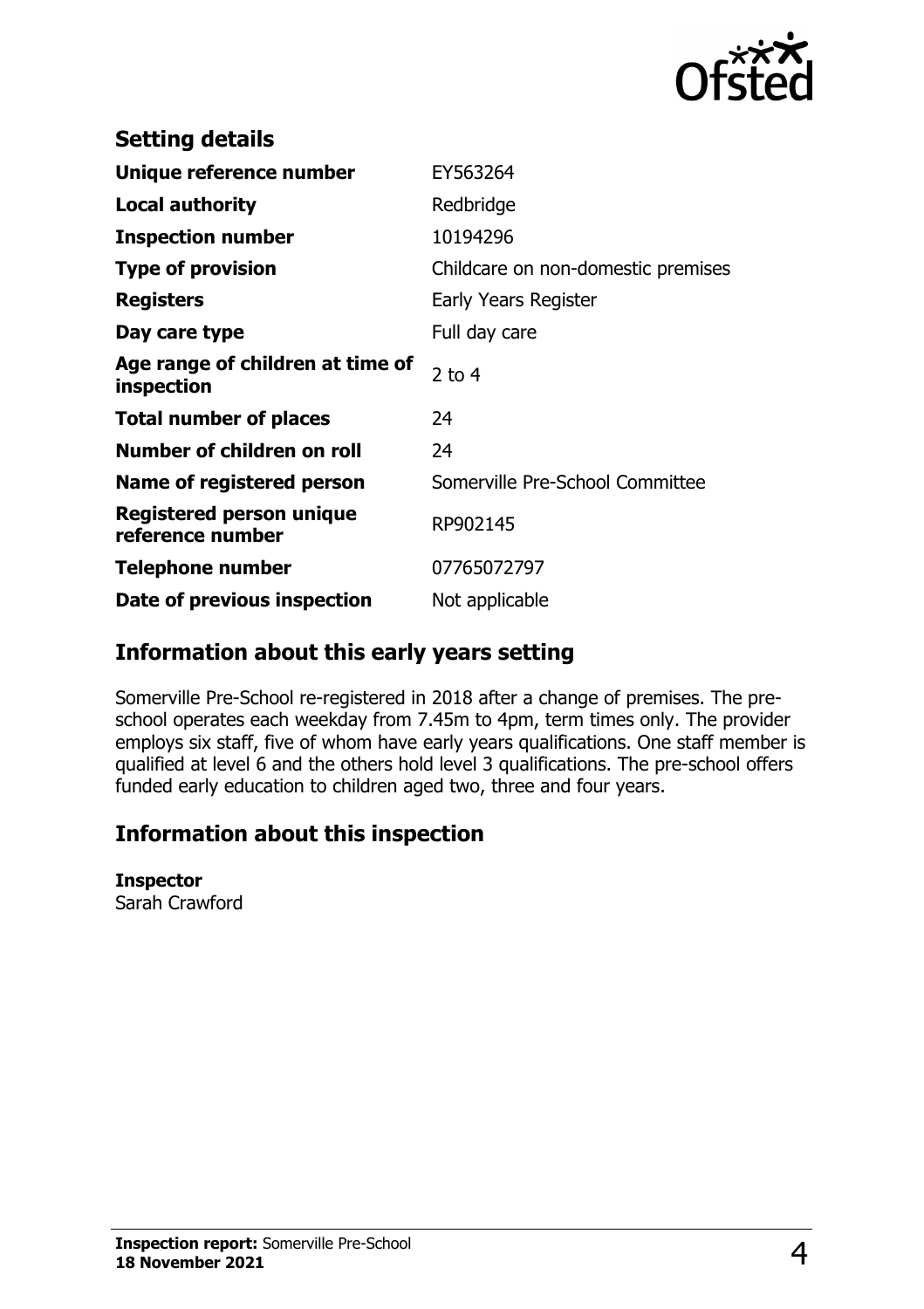## Setting details

| | |
|---|---|
| **Unique reference number** | EY563264 |
| **Local authority** | Redbridge |
| **Inspection number** | 10194296 |
| **Type of provision** | Childcare on non-domestic premises |
| **Registers** | Early Years Register |
| **Day care type** | Full day care |
| **Age range of children at time of inspection** | 2 to 4 |
| **Total number of places** | 24 |
| **Number of children on roll** | 24 |
| **Name of registered person** | Somerville Pre-School Committee |
| **Registered person unique reference number** | RP902145 |
| **Telephone number** | 07765072797 |
| **Date of previous inspection** | Not applicable |

## Information about this early years setting

Somerville Pre-School re-registered in 2018 after a change of premises. The pre-school operates each weekday from 7.45m to 4pm, term times only. The provider employs six staff, five of whom have early years qualifications. One staff member is qualified at level 6 and the others hold level 3 qualifications. The pre-school offers funded early education to children aged two, three and four years.

## Information about this inspection

**Inspector**
Sarah Crawford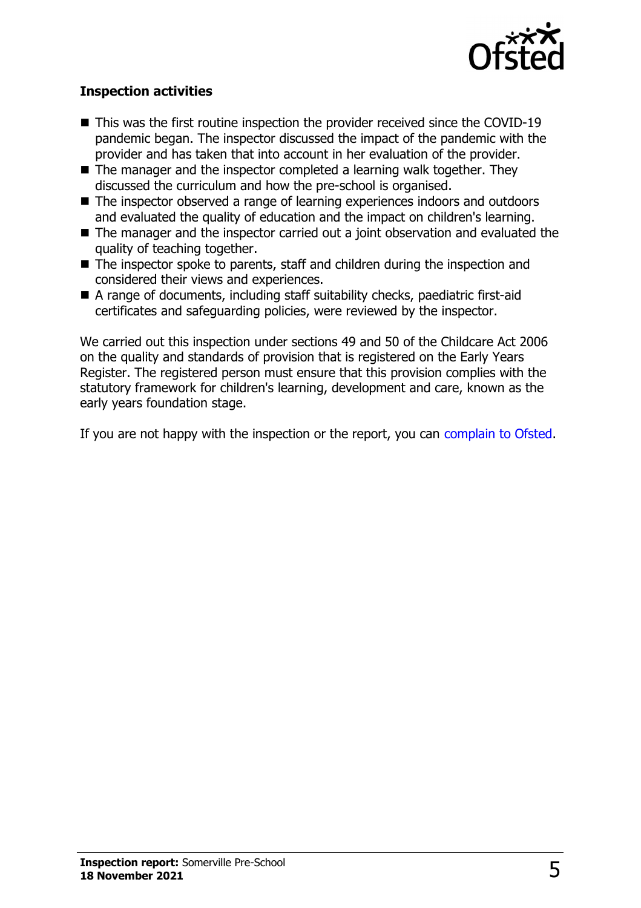**Inspection activities**

- This was the first routine inspection the provider received since the COVID-19 pandemic began. The inspector discussed the impact of the pandemic with the provider and has taken that into account in her evaluation of the provider.
- The manager and the inspector completed a learning walk together. They discussed the curriculum and how the pre-school is organised.
- The inspector observed a range of learning experiences indoors and outdoors and evaluated the quality of education and the impact on children's learning.
- The manager and the inspector carried out a joint observation and evaluated the quality of teaching together.
- The inspector spoke to parents, staff and children during the inspection and considered their views and experiences.
- A range of documents, including staff suitability checks, paediatric first-aid certificates and safeguarding policies, were reviewed by the inspector.

We carried out this inspection under sections 49 and 50 of the Childcare Act 2006 on the quality and standards of provision that is registered on the Early Years Register. The registered person must ensure that this provision complies with the statutory framework for children's learning, development and care, known as the early years foundation stage.

If you are not happy with the inspection or the report, you can complain to Ofsted.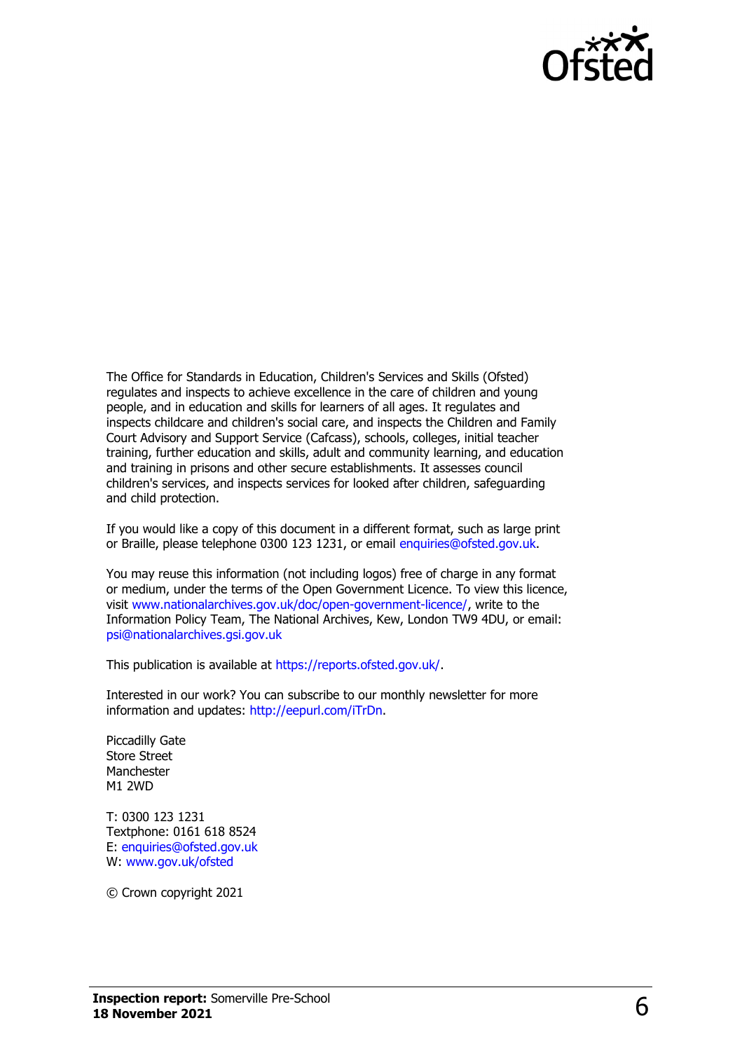The Office for Standards in Education, Children's Services and Skills (Ofsted) regulates and inspects to achieve excellence in the care of children and young people, and in education and skills for learners of all ages. It regulates and inspects childcare and children's social care, and inspects the Children and Family Court Advisory and Support Service (Cafcass), schools, colleges, initial teacher training, further education and skills, adult and community learning, and education and training in prisons and other secure establishments. It assesses council children's services, and inspects services for looked after children, safeguarding and child protection.

If you would like a copy of this document in a different format, such as large print or Braille, please telephone 0300 123 1231, or email enquiries@ofsted.gov.uk.

You may reuse this information (not including logos) free of charge in any format or medium, under the terms of the Open Government Licence. To view this licence, visit www.nationalarchives.gov.uk/doc/open-government-licence/, write to the Information Policy Team, The National Archives, Kew, London TW9 4DU, or email: psi@nationalarchives.gsi.gov.uk

This publication is available at https://reports.ofsted.gov.uk/.

Interested in our work? You can subscribe to our monthly newsletter for more information and updates: http://eepurl.com/iTrDn.

Piccadilly Gate
Store Street
Manchester
M1 2WD

T: 0300 123 1231
Textphone: 0161 618 8524
E: enquiries@ofsted.gov.uk
W: www.gov.uk/ofsted

© Crown copyright 2021